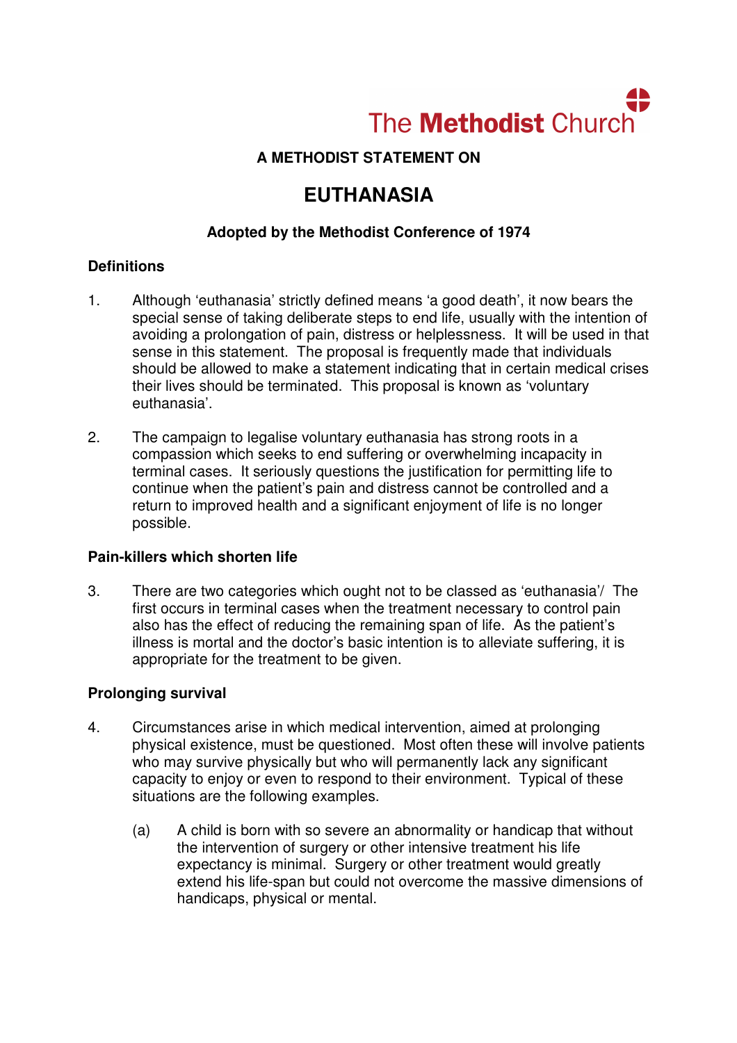The Methodist Church

**A METHODIST STATEMENT ON**

# EUTHANASIA

**Adopted by the Methodist Conference of 1974**

### Definitions

1. Although 'euthanasia' strictly defined means 'a good death', it now bears the special sense of taking deliberate steps to end life, usually with the intention of avoiding a prolongation of pain, distress or helplessness. It will be used in that sense in this statement. The proposal is frequently made that individuals should be allowed to make a statement indicating that in certain medical crises their lives should be terminated. This proposal is known as 'voluntary euthanasia'.

2. The campaign to legalise voluntary euthanasia has strong roots in a compassion which seeks to end suffering or overwhelming incapacity in terminal cases. It seriously questions the justification for permitting life to continue when the patient's pain and distress cannot be controlled and a return to improved health and a significant enjoyment of life is no longer possible.

### Pain-killers which shorten life

3. There are two categories which ought not to be classed as 'euthanasia'/ The first occurs in terminal cases when the treatment necessary to control pain also has the effect of reducing the remaining span of life. As the patient's illness is mortal and the doctor's basic intention is to alleviate suffering, it is appropriate for the treatment to be given.

### Prolonging survival

4. Circumstances arise in which medical intervention, aimed at prolonging physical existence, must be questioned. Most often these will involve patients who may survive physically but who will permanently lack any significant capacity to enjoy or even to respond to their environment. Typical of these situations are the following examples.

   (a) A child is born with so severe an abnormality or handicap that without the intervention of surgery or other intensive treatment his life expectancy is minimal. Surgery or other treatment would greatly extend his life-span but could not overcome the massive dimensions of handicaps, physical or mental.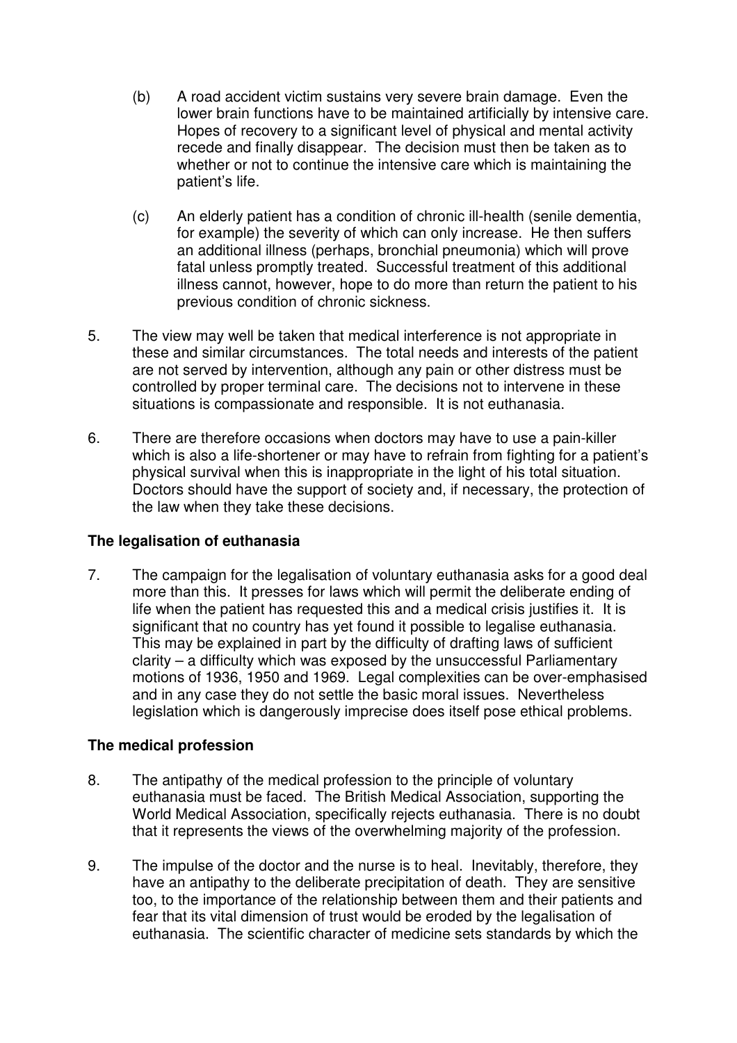(b) A road accident victim sustains very severe brain damage. Even the lower brain functions have to be maintained artificially by intensive care. Hopes of recovery to a significant level of physical and mental activity recede and finally disappear. The decision must then be taken as to whether or not to continue the intensive care which is maintaining the patient's life.

(c) An elderly patient has a condition of chronic ill-health (senile dementia, for example) the severity of which can only increase. He then suffers an additional illness (perhaps, bronchial pneumonia) which will prove fatal unless promptly treated. Successful treatment of this additional illness cannot, however, hope to do more than return the patient to his previous condition of chronic sickness.

5. The view may well be taken that medical interference is not appropriate in these and similar circumstances. The total needs and interests of the patient are not served by intervention, although any pain or other distress must be controlled by proper terminal care. The decisions not to intervene in these situations is compassionate and responsible. It is not euthanasia.

6. There are therefore occasions when doctors may have to use a pain-killer which is also a life-shortener or may have to refrain from fighting for a patient's physical survival when this is inappropriate in the light of his total situation. Doctors should have the support of society and, if necessary, the protection of the law when they take these decisions.

**The legalisation of euthanasia**

7. The campaign for the legalisation of voluntary euthanasia asks for a good deal more than this. It presses for laws which will permit the deliberate ending of life when the patient has requested this and a medical crisis justifies it. It is significant that no country has yet found it possible to legalise euthanasia. This may be explained in part by the difficulty of drafting laws of sufficient clarity – a difficulty which was exposed by the unsuccessful Parliamentary motions of 1936, 1950 and 1969. Legal complexities can be over-emphasised and in any case they do not settle the basic moral issues. Nevertheless legislation which is dangerously imprecise does itself pose ethical problems.

**The medical profession**

8. The antipathy of the medical profession to the principle of voluntary euthanasia must be faced. The British Medical Association, supporting the World Medical Association, specifically rejects euthanasia. There is no doubt that it represents the views of the overwhelming majority of the profession.

9. The impulse of the doctor and the nurse is to heal. Inevitably, therefore, they have an antipathy to the deliberate precipitation of death. They are sensitive too, to the importance of the relationship between them and their patients and fear that its vital dimension of trust would be eroded by the legalisation of euthanasia. The scientific character of medicine sets standards by which the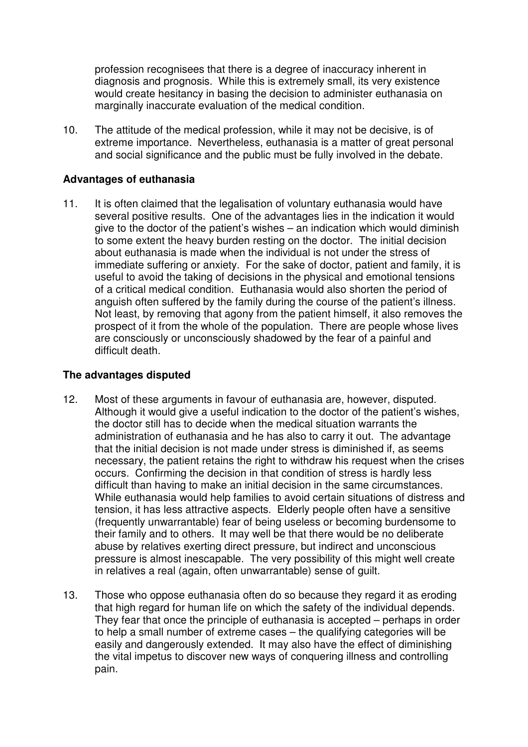profession recognisees that there is a degree of inaccuracy inherent in diagnosis and prognosis. While this is extremely small, its very existence would create hesitancy in basing the decision to administer euthanasia on marginally inaccurate evaluation of the medical condition.

10. The attitude of the medical profession, while it may not be decisive, is of extreme importance. Nevertheless, euthanasia is a matter of great personal and social significance and the public must be fully involved in the debate.

**Advantages of euthanasia**

11. It is often claimed that the legalisation of voluntary euthanasia would have several positive results. One of the advantages lies in the indication it would give to the doctor of the patient's wishes – an indication which would diminish to some extent the heavy burden resting on the doctor. The initial decision about euthanasia is made when the individual is not under the stress of immediate suffering or anxiety. For the sake of doctor, patient and family, it is useful to avoid the taking of decisions in the physical and emotional tensions of a critical medical condition. Euthanasia would also shorten the period of anguish often suffered by the family during the course of the patient's illness. Not least, by removing that agony from the patient himself, it also removes the prospect of it from the whole of the population. There are people whose lives are consciously or unconsciously shadowed by the fear of a painful and difficult death.

**The advantages disputed**

12. Most of these arguments in favour of euthanasia are, however, disputed. Although it would give a useful indication to the doctor of the patient's wishes, the doctor still has to decide when the medical situation warrants the administration of euthanasia and he has also to carry it out. The advantage that the initial decision is not made under stress is diminished if, as seems necessary, the patient retains the right to withdraw his request when the crises occurs. Confirming the decision in that condition of stress is hardly less difficult than having to make an initial decision in the same circumstances. While euthanasia would help families to avoid certain situations of distress and tension, it has less attractive aspects. Elderly people often have a sensitive (frequently unwarrantable) fear of being useless or becoming burdensome to their family and to others. It may well be that there would be no deliberate abuse by relatives exerting direct pressure, but indirect and unconscious pressure is almost inescapable. The very possibility of this might well create in relatives a real (again, often unwarrantable) sense of guilt.

13. Those who oppose euthanasia often do so because they regard it as eroding that high regard for human life on which the safety of the individual depends. They fear that once the principle of euthanasia is accepted – perhaps in order to help a small number of extreme cases – the qualifying categories will be easily and dangerously extended. It may also have the effect of diminishing the vital impetus to discover new ways of conquering illness and controlling pain.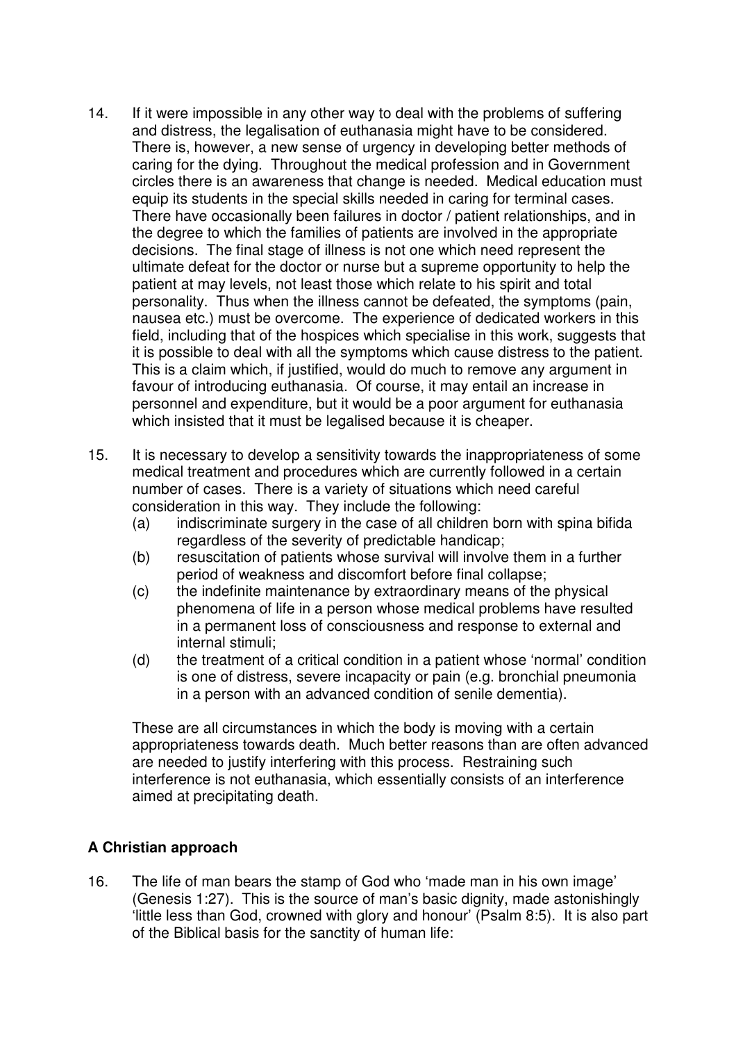14. If it were impossible in any other way to deal with the problems of suffering and distress, the legalisation of euthanasia might have to be considered. There is, however, a new sense of urgency in developing better methods of caring for the dying. Throughout the medical profession and in Government circles there is an awareness that change is needed. Medical education must equip its students in the special skills needed in caring for terminal cases. There have occasionally been failures in doctor / patient relationships, and in the degree to which the families of patients are involved in the appropriate decisions. The final stage of illness is not one which need represent the ultimate defeat for the doctor or nurse but a supreme opportunity to help the patient at may levels, not least those which relate to his spirit and total personality. Thus when the illness cannot be defeated, the symptoms (pain, nausea etc.) must be overcome. The experience of dedicated workers in this field, including that of the hospices which specialise in this work, suggests that it is possible to deal with all the symptoms which cause distress to the patient. This is a claim which, if justified, would do much to remove any argument in favour of introducing euthanasia. Of course, it may entail an increase in personnel and expenditure, but it would be a poor argument for euthanasia which insisted that it must be legalised because it is cheaper.

15. It is necessary to develop a sensitivity towards the inappropriateness of some medical treatment and procedures which are currently followed in a certain number of cases. There is a variety of situations which need careful consideration in this way. They include the following:
    (a) indiscriminate surgery in the case of all children born with spina bifida regardless of the severity of predictable handicap;
    (b) resuscitation of patients whose survival will involve them in a further period of weakness and discomfort before final collapse;
    (c) the indefinite maintenance by extraordinary means of the physical phenomena of life in a person whose medical problems have resulted in a permanent loss of consciousness and response to external and internal stimuli;
    (d) the treatment of a critical condition in a patient whose 'normal' condition is one of distress, severe incapacity or pain (e.g. bronchial pneumonia in a person with an advanced condition of senile dementia).

    These are all circumstances in which the body is moving with a certain appropriateness towards death. Much better reasons than are often advanced are needed to justify interfering with this process. Restraining such interference is not euthanasia, which essentially consists of an interference aimed at precipitating death.

**A Christian approach**

16. The life of man bears the stamp of God who 'made man in his own image' (Genesis 1:27). This is the source of man's basic dignity, made astonishingly 'little less than God, crowned with glory and honour' (Psalm 8:5). It is also part of the Biblical basis for the sanctity of human life: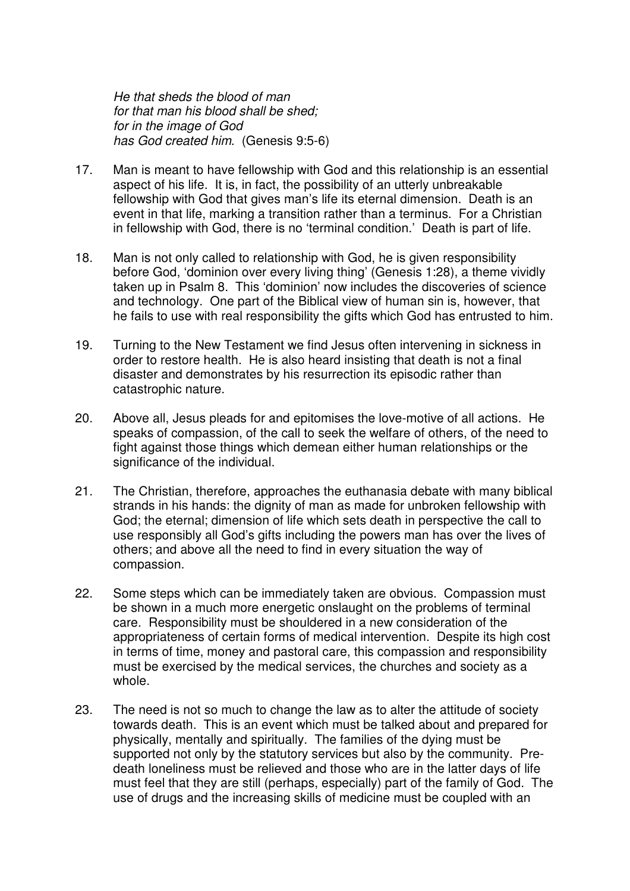*He that sheds the blood of man*  
*for that man his blood shall be shed;*  
*for in the image of God*  
*has God created him*. (Genesis 9:5-6)

17. Man is meant to have fellowship with God and this relationship is an essential aspect of his life. It is, in fact, the possibility of an utterly unbreakable fellowship with God that gives man's life its eternal dimension. Death is an event in that life, marking a transition rather than a terminus. For a Christian in fellowship with God, there is no 'terminal condition.' Death is part of life.

18. Man is not only called to relationship with God, he is given responsibility before God, 'dominion over every living thing' (Genesis 1:28), a theme vividly taken up in Psalm 8. This 'dominion' now includes the discoveries of science and technology. One part of the Biblical view of human sin is, however, that he fails to use with real responsibility the gifts which God has entrusted to him.

19. Turning to the New Testament we find Jesus often intervening in sickness in order to restore health. He is also heard insisting that death is not a final disaster and demonstrates by his resurrection its episodic rather than catastrophic nature.

20. Above all, Jesus pleads for and epitomises the love-motive of all actions. He speaks of compassion, of the call to seek the welfare of others, of the need to fight against those things which demean either human relationships or the significance of the individual.

21. The Christian, therefore, approaches the euthanasia debate with many biblical strands in his hands: the dignity of man as made for unbroken fellowship with God; the eternal; dimension of life which sets death in perspective the call to use responsibly all God's gifts including the powers man has over the lives of others; and above all the need to find in every situation the way of compassion.

22. Some steps which can be immediately taken are obvious. Compassion must be shown in a much more energetic onslaught on the problems of terminal care. Responsibility must be shouldered in a new consideration of the appropriateness of certain forms of medical intervention. Despite its high cost in terms of time, money and pastoral care, this compassion and responsibility must be exercised by the medical services, the churches and society as a whole.

23. The need is not so much to change the law as to alter the attitude of society towards death. This is an event which must be talked about and prepared for physically, mentally and spiritually. The families of the dying must be supported not only by the statutory services but also by the community. Pre-death loneliness must be relieved and those who are in the latter days of life must feel that they are still (perhaps, especially) part of the family of God. The use of drugs and the increasing skills of medicine must be coupled with an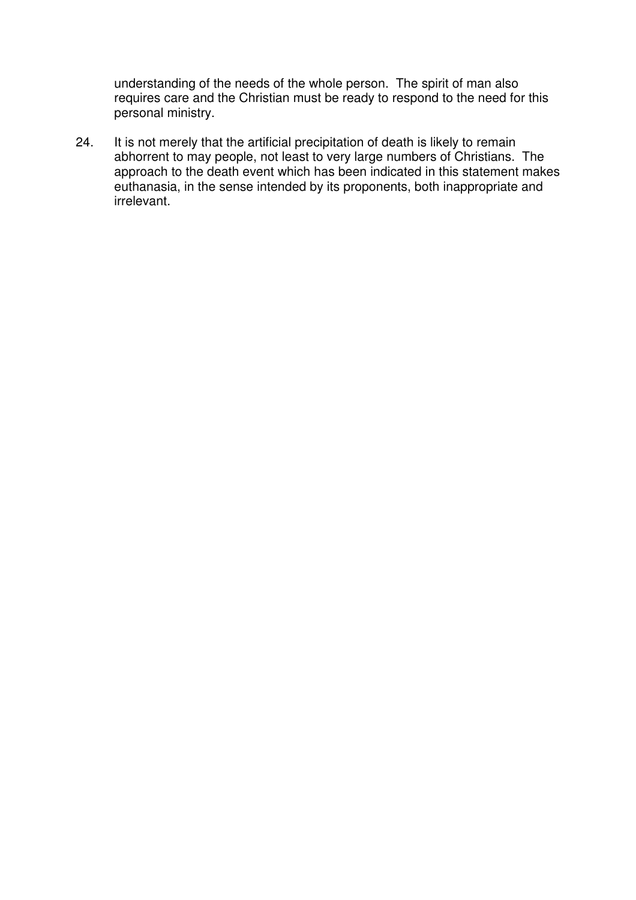understanding of the needs of the whole person. The spirit of man also requires care and the Christian must be ready to respond to the need for this personal ministry.

24. It is not merely that the artificial precipitation of death is likely to remain abhorrent to may people, not least to very large numbers of Christians. The approach to the death event which has been indicated in this statement makes euthanasia, in the sense intended by its proponents, both inappropriate and irrelevant.